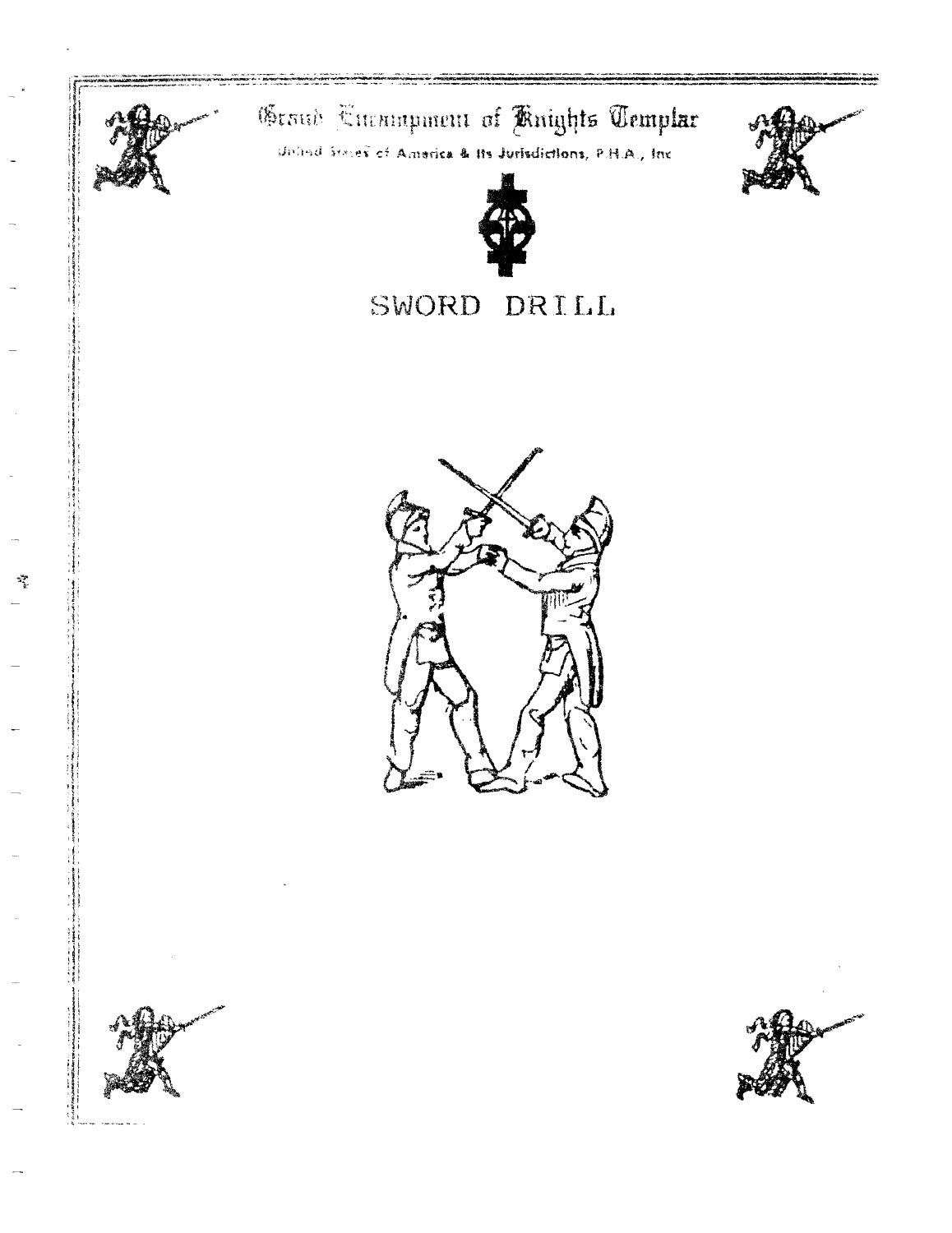# Grand Encampment of Knights Templar

United States of America & Its Jurisdictions, P.H.A., Inc

## SWORD DRILL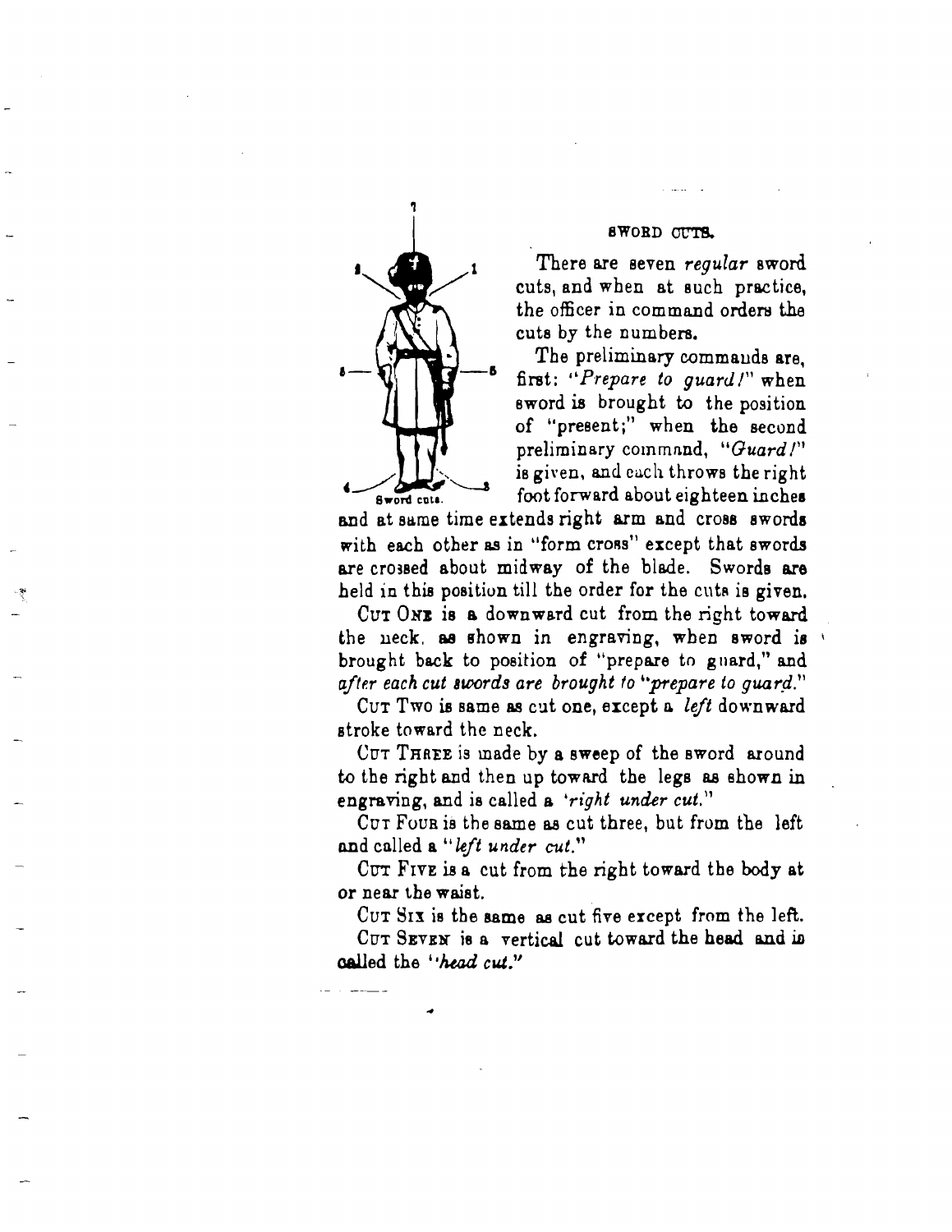## SWORD CUTS.

Sword cuts.

There are seven *regular* sword cuts, and when at such practice, the officer in command orders the cuts by the numbers.

The preliminary commands are, first: *"Prepare to guard!"* when sword is brought to the position of "present;" when the second preliminary command, *"Guard!"* is given, and each throws the right foot forward about eighteen inches and at same time extends right arm and cross swords with each other as in "form cross" except that swords are crossed about midway of the blade. Swords are held in this position till the order for the cuts is given.

CUT ONE is a downward cut from the right toward the neck, as shown in engraving, when sword is brought back to position of "prepare to guard," and *after each cut swords are brought to "prepare to guard."*

CUT TWO is same as cut one, except a *left* downward stroke toward the neck.

CUT THREE is made by a sweep of the sword around to the right and then up toward the legs as shown in engraving, and is called a *"right under cut."*

CUT FOUR is the same as cut three, but from the left and called a *"left under cut."*

CUT FIVE is a cut from the right toward the body at or near the waist.

CUT SIX is the same as cut five except from the left.

CUT SEVEN is a vertical cut toward the head and is called the *"head cut."*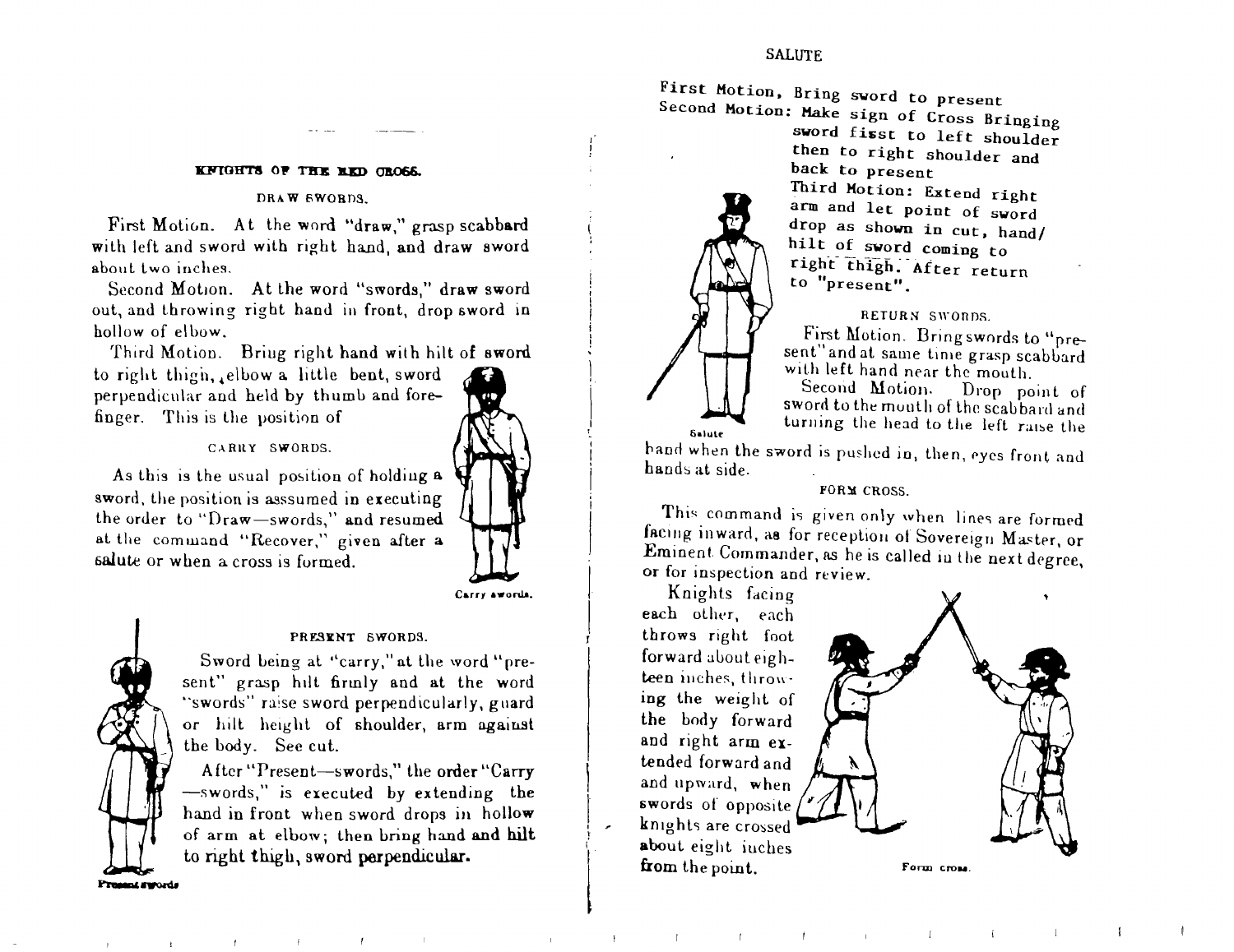## KNIGHTS OF THE RED CROSS.

### DRAW SWORDS.

First Motion. At the word "draw," grasp scabbard with left and sword with right hand, and draw sword about two inches.

Second Motion. At the word "swords," draw sword out, and throwing right hand in front, drop sword in hollow of elbow.

Third Motion. Bring right hand with hilt of sword to right thigh, elbow a little bent, sword perpendicular and held by thumb and forefinger. This is the position of

### CARRY SWORDS.

As this is the usual position of holding a sword, the position is asssumed in executing the order to "Draw—swords," and resumed at the command "Recover," given after a salute or when a cross is formed.

Carry swords.

### PRESENT SWORDS.

Sword being at "carry," at the word "present" grasp hilt firmly and at the word "swords" raise sword perpendicularly, guard or hilt height of shoulder, arm against the body. See cut.

After "Present—swords," the order "Carry—swords," is executed by extending the hand in front when sword drops in hollow of arm at elbow; then bring hand and hilt to right thigh, sword perpendicular.

Present swords

### SALUTE

First Motion, Bring sword to present
Second Motion: Make sign of Cross Bringing sword fisst to left shoulder then to right shoulder and back to present
Third Motion: Extend right arm and let point of sword drop as shown in cut, hand/hilt of sword coming to right thigh. After return to "present".

Salute

### RETURN SWORDS.

First Motion. Bring swords to "present" and at same time grasp scabbard with left hand near the mouth.

Second Motion. Drop point of sword to the mouth of the scabbard and turning the head to the left raise the hand when the sword is pushed in, then, eyes front and hands at side.

### FORM CROSS.

This command is given only when lines are formed facing inward, as for reception of Sovereign Master, or Eminent Commander, as he is called in the next degree, or for inspection and review.

Knights facing each other, each throws right foot forward about eighteen inches, throwing the weight of the body forward and right arm extended forward and and upward, when swords of opposite knights are crossed about eight inches from the point.

Form cross.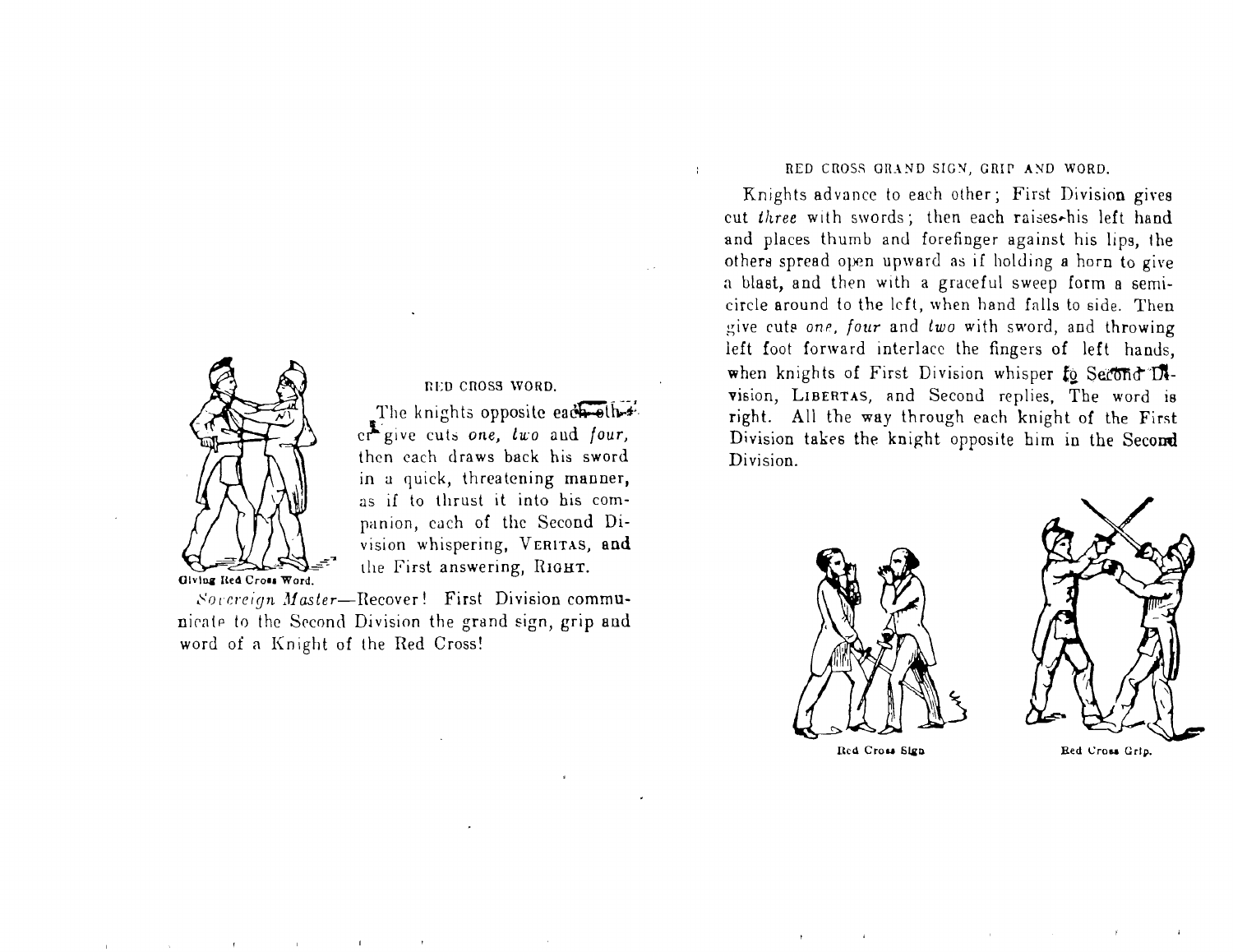### RED CROSS WORD.

The knights opposite each other give cuts *one*, *two* and *four*, then each draws back his sword in a quick, threatening manner, as if to thrust it into his companion, each of the Second Division whispering, VERITAS, and the First answering, RIGHT.

Giving Red Cross Word.

*Sovereign Master*—Recover! First Division communicate to the Second Division the grand sign, grip and word of a Knight of the Red Cross!

### RED CROSS GRAND SIGN, GRIP AND WORD.

Knights advance to each other; First Division gives cut *three* with swords; then each raises his left hand and places thumb and forefinger against his lips, the others spread open upward as if holding a horn to give a blast, and then with a graceful sweep form a semicircle around to the left, when hand falls to side. Then give cuts *one*, *four* and *two* with sword, and throwing left foot forward interlace the fingers of left hands, when knights of First Division whisper to Second Division, LIBERTAS, and Second replies, The word is right. All the way through each knight of the First Division takes the knight opposite him in the Second Division.

Red Cross Sign

Red Cross Grip.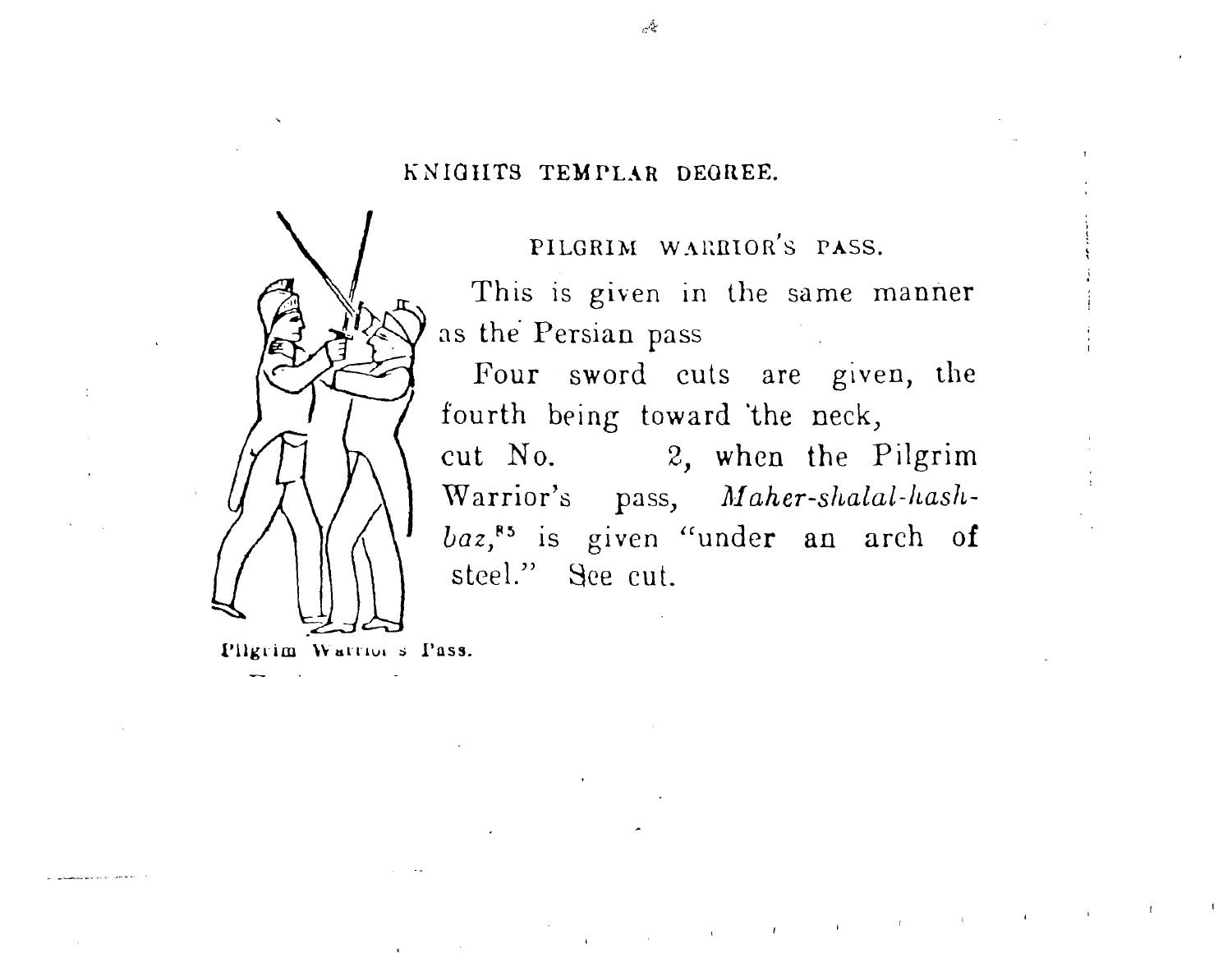## KNIGHTS TEMPLAR DEGREE.

### PILGRIM WARRIOR'S PASS.

This is given in the same manner as the Persian pass

Four sword cuts are given, the fourth being toward the neck, cut No. 2, when the Pilgrim Warrior's pass, *Maher-shalal-hash-baz*,[85] is given "under an arch of steel." See cut.

Pilgrim Warrior's Pass.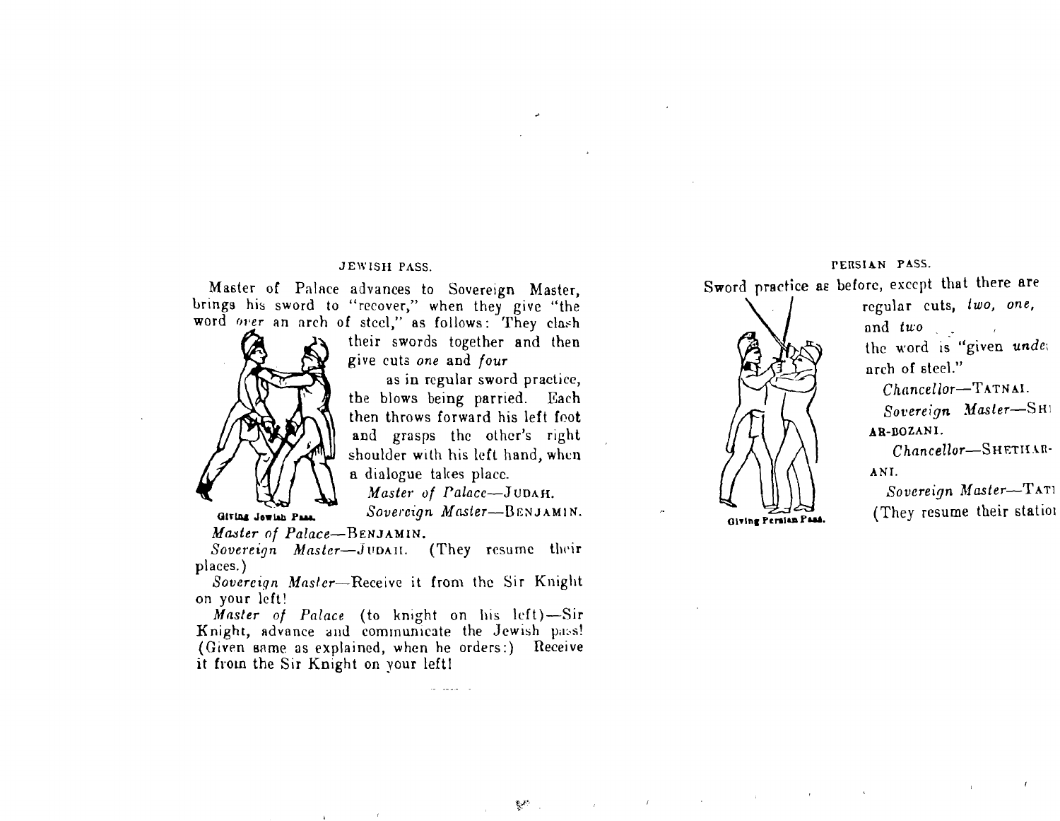### JEWISH PASS.

Master of Palace advances to Sovereign Master, brings his sword to "recover," when they give "the word *over* an arch of steel," as follows: They clash their swords together and then give cuts *one* and *four* as in regular sword practice, the blows being parried. Each then throws forward his left foot and grasps the other's right shoulder with his left hand, when a dialogue takes place.

Giving Jewish Pass.

*Master of Palace*—JUDAH.

*Sovereign Master*—BENJAMIN.

*Master of Palace*—BENJAMIN.

*Sovereign Master*—JUDAH. (They resume their places.)

*Sovereign Master*—Receive it from the Sir Knight on your left!

*Master of Palace* (to knight on his left)—Sir Knight, advance and communicate the Jewish pass! (Given same as explained, when he orders:) Receive it from the Sir Knight on your left!

### PERSIAN PASS.

Sword practice as before, except that there are regular cuts, *two, one,* and *two* the word is "given *unde* arch of steel."

Giving Persian Pass.

*Chancellor*—TATNAI.

*Sovereign Master*—SHI AR-BOZANI.

*Chancellor*—SHETHAR-ANI.

*Sovereign Master*—TATI (They resume their statio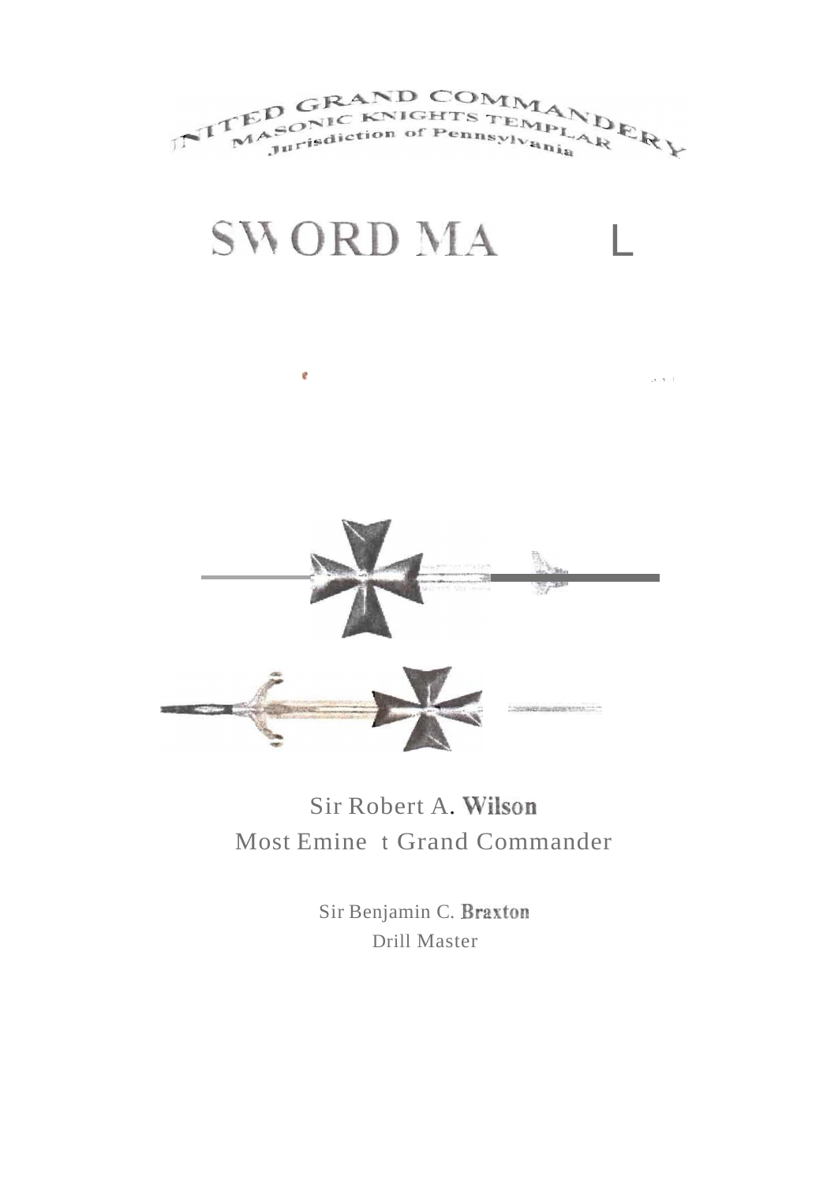UNITED GRAND COMMANDERY
MASONIC KNIGHTS TEMPLAR
Jurisdiction of Pennsylvania

# SWORD MA L

Sir Robert A. **Wilson**
Most Emine t Grand Commander

Sir Benjamin C. **Braxton**
Drill Master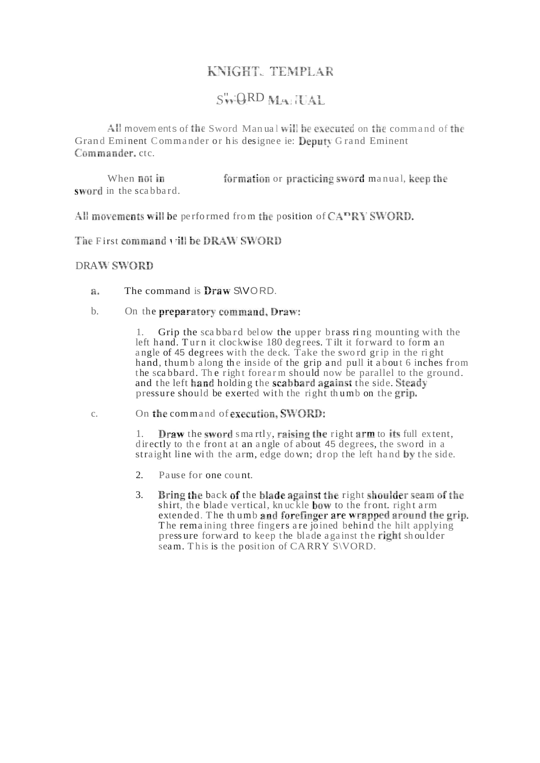# KNIGHTS TEMPLAR

## SWORD MANUAL

All movements of the Sword Manual will be executed on the command of the Grand Eminent Commander or his designee ie: Deputy Grand Eminent Commander. etc.

When not in formation or practicing sword manual, keep the sword in the scabbard.

All movements will be performed from the position of CARRY SWORD.

The First command will be DRAW SWORD

### DRAW SWORD

a. The command is Draw SWORD.

b. On the preparatory command, Draw:

   1. Grip the scabbard below the upper brass ring mounting with the left hand. Turn it clockwise 180 degrees. Tilt it forward to form an angle of 45 degrees with the deck. Take the sword grip in the right hand, thumb along the inside of the grip and pull it about 6 inches from the scabbard. The right forearm should now be parallel to the ground. and the left hand holding the scabbard against the side. Steady pressure should be exerted with the right thumb on the grip.

c. On the command of execution, SWORD:

   1. Draw the sword smartly, raising the right arm to its full extent, directly to the front at an angle of about 45 degrees, the sword in a straight line with the arm, edge down; drop the left hand by the side.

   2. Pause for one count.

   3. Bring the back of the blade against the right shoulder seam of the shirt, the blade vertical, knuckle bow to the front. right arm extended. The thumb and forefinger are wrapped around the grip. The remaining three fingers are joined behind the hilt applying pressure forward to keep the blade against the right shoulder seam. This is the position of CARRY SWORD.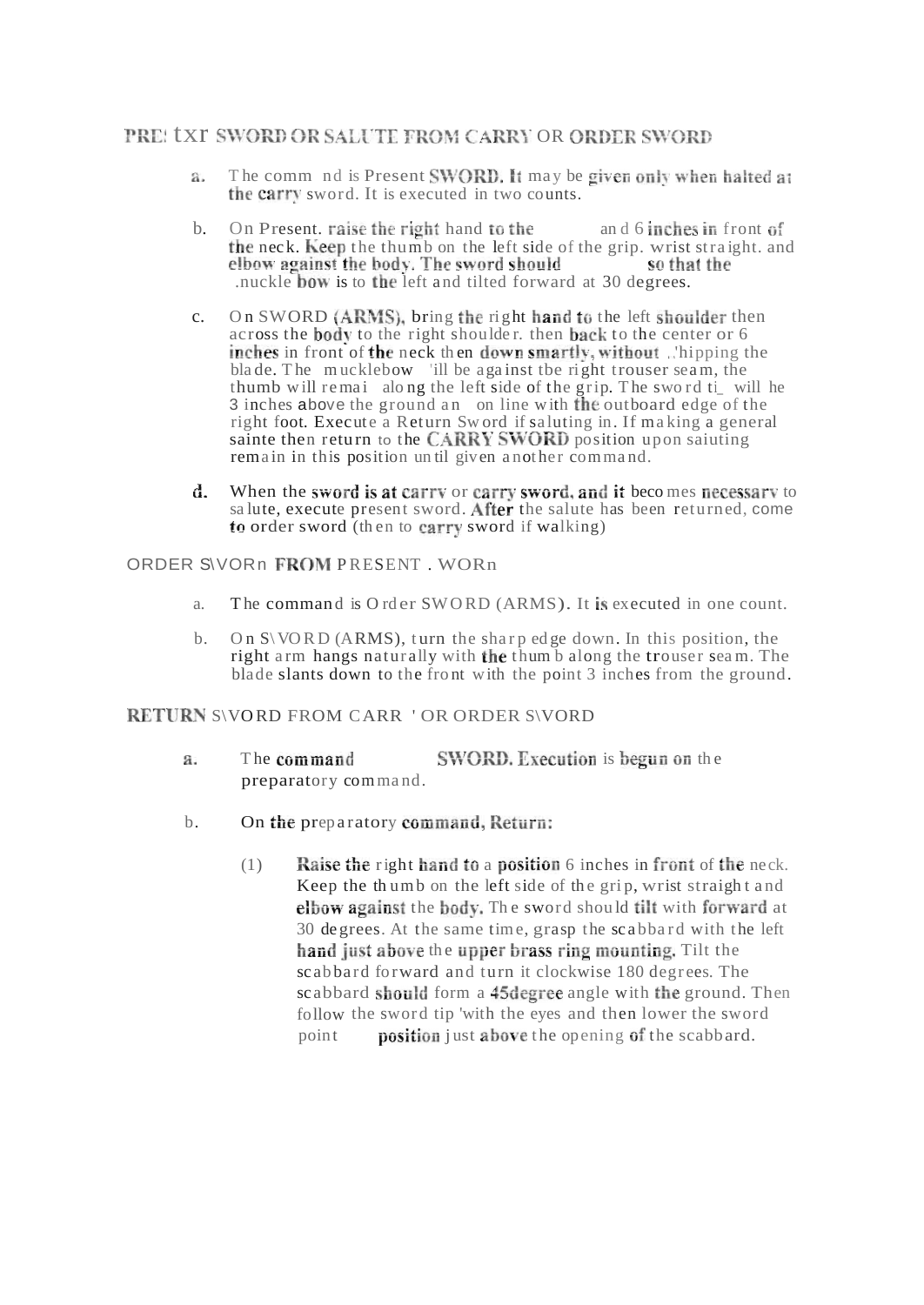## PRE! txr SWORD OR SALUTE FROM CARRY OR ORDER SWORD

a. The comm nd is Present SWORD. It may be given only when halted at the carry sword. It is executed in two counts.

b. On Present. raise the right hand to the an d 6 inches in front of the neck. Keep the thumb on the left side of the grip. wrist straight. and elbow against the body. The sword should so that the .nuckle bow is to the left and tilted forward at 30 degrees.

c. On SWORD (ARMS), bring the right hand to the left shoulder then across the body to the right shoulder. then back to the center or 6 inches in front of the neck then down smartly, without .'hipping the blade. The mucklebow 'ill be against tbe right trouser seam, the thumb will remai along the left side of the grip. The sword ti_ will he 3 inches above the ground an on line with the outboard edge of the right foot. Execute a Return Sword if saluting in. If making a general sainte then return to the CARRY SWORD position upon saiuting remain in this position until given another command.

d. When the sword is at carry or carry sword, and it becomes necessary to salute, execute present sword. After the salute has been returned, come to order sword (then to carry sword if walking)

## ORDER S\VORn FROM PRESENT . WORn

a. The command is Order SWORD (ARMS). It is executed in one count.

b. On S\VORD (ARMS), turn the sharp edge down. In this position, the right arm hangs naturally with the thumb along the trouser seam. The blade slants down to the front with the point 3 inches from the ground.

## RETURN S\VORD FROM CARR ' OR ORDER S\VORD

a. The command SWORD. Execution is begun on the preparatory command.

b. On the preparatory command, Return:

(1) Raise the right hand to a position 6 inches in front of the neck. Keep the thumb on the left side of the grip, wrist straight and elbow against the body. The sword should tilt with forward at 30 degrees. At the same time, grasp the scabbard with the left hand just above the upper brass ring mounting. Tilt the scabbard forward and turn it clockwise 180 degrees. The scabbard should form a 45degree angle with the ground. Then follow the sword tip 'with the eyes and then lower the sword point position just above the opening of the scabbard.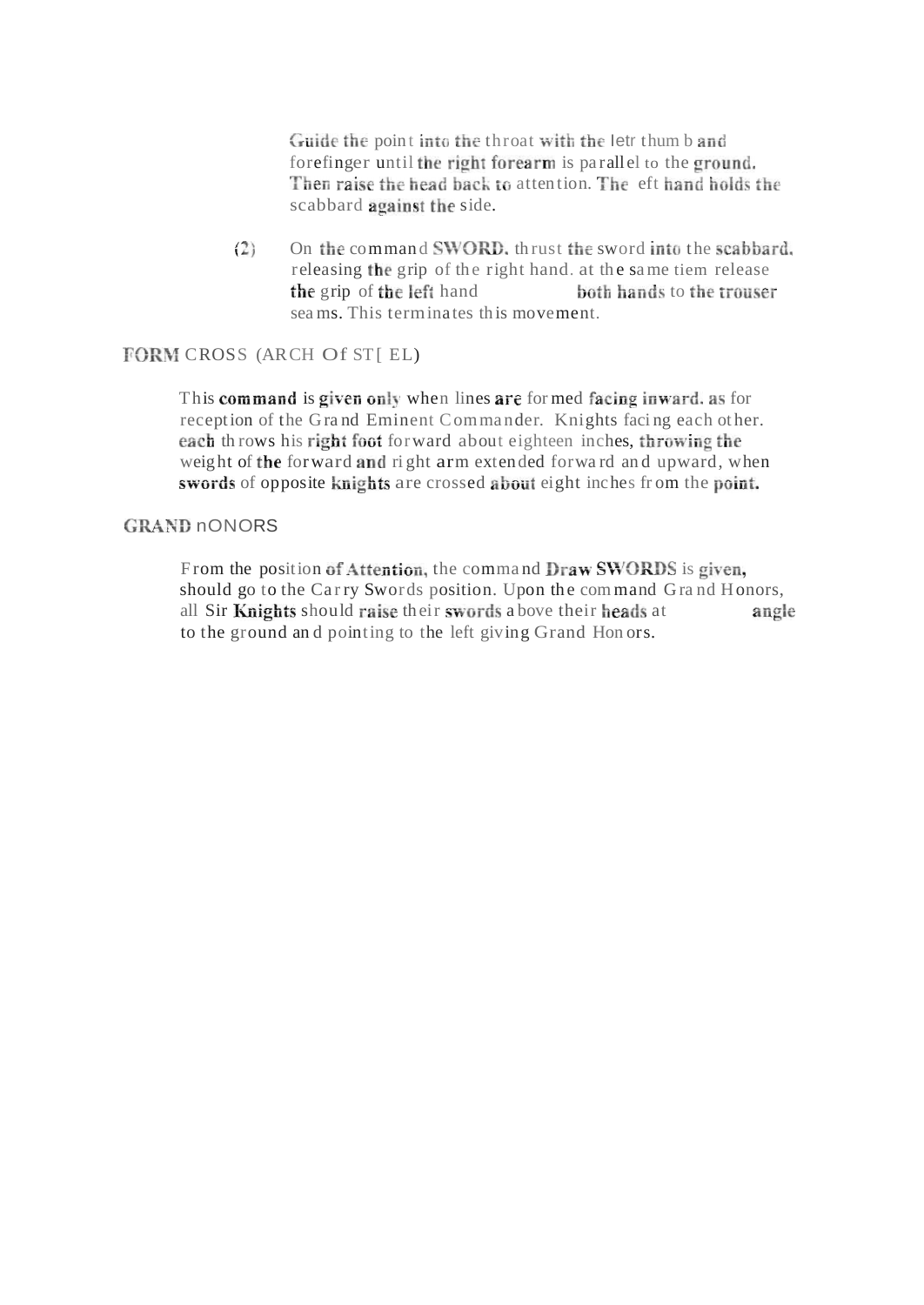Guide the point into the throat with the letr thumb and forefinger until the right forearm is parallel to the ground. Then raise the head back to attention. The eft hand holds the scabbard against the side.

(2) On the command SWORD. thrust the sword into the scabbard. releasing the grip of the right hand. at the same tiem release the grip of the left hand both hands to the trouser seams. This terminates this movement.

## FORM CROSS (ARCH Of ST[ EL)

This command is given only when lines are formed facing inward. as for reception of the Grand Eminent Commander. Knights facing each other. each throws his right foot forward about eighteen inches, throwing the weight of the forward and right arm extended forward and upward, when swords of opposite knights are crossed about eight inches from the point.

## GRAND nONORS

From the position of Attention, the command Draw SWORDS is given, should go to the Carry Swords position. Upon the command Grand Honors, all Sir Knights should raise their swords above their heads at angle to the ground and pointing to the left giving Grand Honors.